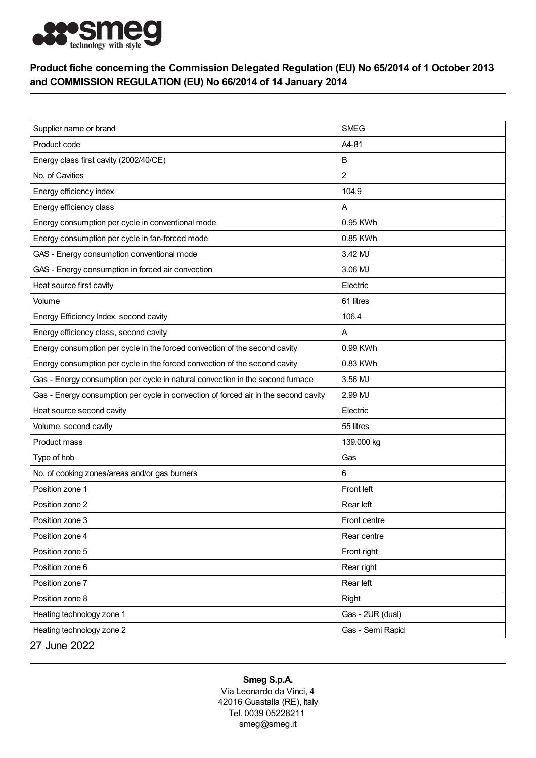## Product fiche concerning the Commission Delegated Regulation (EU) No 65/2014 of 1 October 2013 and COMMISSION REGULATION (EU) No 66/2014 of 14 January 2014

| Supplier name or brand | SMEG |
|---|---|
| Product code | A4-81 |
| Energy class first cavity (2002/40/CE) | B |
| No. of Cavities | 2 |
| Energy efficiency index | 104.9 |
| Energy efficiency class | A |
| Energy consumption per cycle in conventional mode | 0.95 KWh |
| Energy consumption per cycle in fan-forced mode | 0.85 KWh |
| GAS - Energy consumption conventional mode | 3.42 MJ |
| GAS - Energy consumption in forced air convection | 3.06 MJ |
| Heat source first cavity | Electric |
| Volume | 61 litres |
| Energy Efficiency Index, second cavity | 106.4 |
| Energy efficiency class, second cavity | A |
| Energy consumption per cycle in the forced convection of the second cavity | 0.99 KWh |
| Energy consumption per cycle in the forced convection of the second cavity | 0.83 KWh |
| Gas - Energy consumption per cycle in natural convection in the second furnace | 3.56 MJ |
| Gas - Energy consumption per cycle in convection of forced air in the second cavity | 2.99 MJ |
| Heat source second cavity | Electric |
| Volume, second cavity | 55 litres |
| Product mass | 139.000 kg |
| Type of hob | Gas |
| No. of cooking zones/areas and/or gas burners | 6 |
| Position zone 1 | Front left |
| Position zone 2 | Rear left |
| Position zone 3 | Front centre |
| Position zone 4 | Rear centre |
| Position zone 5 | Front right |
| Position zone 6 | Rear right |
| Position zone 7 | Rear left |
| Position zone 8 | Right |
| Heating technology zone 1 | Gas - 2UR (dual) |
| Heating technology zone 2 | Gas - Semi Rapid |

27 June 2022

**Smeg S.p.A.**
Via Leonardo da Vinci, 4
42016 Guastalla (RE), Italy
Tel. 0039 05228211
smeg@smeg.it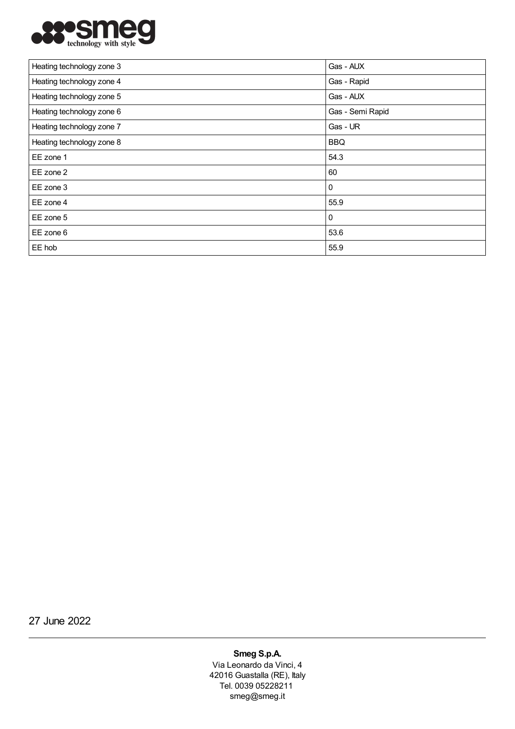| | |
|---|---|
| Heating technology zone 3 | Gas - AUX |
| Heating technology zone 4 | Gas - Rapid |
| Heating technology zone 5 | Gas - AUX |
| Heating technology zone 6 | Gas - Semi Rapid |
| Heating technology zone 7 | Gas - UR |
| Heating technology zone 8 | BBQ |
| EE zone 1 | 54.3 |
| EE zone 2 | 60 |
| EE zone 3 | 0 |
| EE zone 4 | 55.9 |
| EE zone 5 | 0 |
| EE zone 6 | 53.6 |
| EE hob | 55.9 |

27 June 2022

**Smeg S.p.A.**
Via Leonardo da Vinci, 4
42016 Guastalla (RE), Italy
Tel. 0039 05228211
smeg@smeg.it